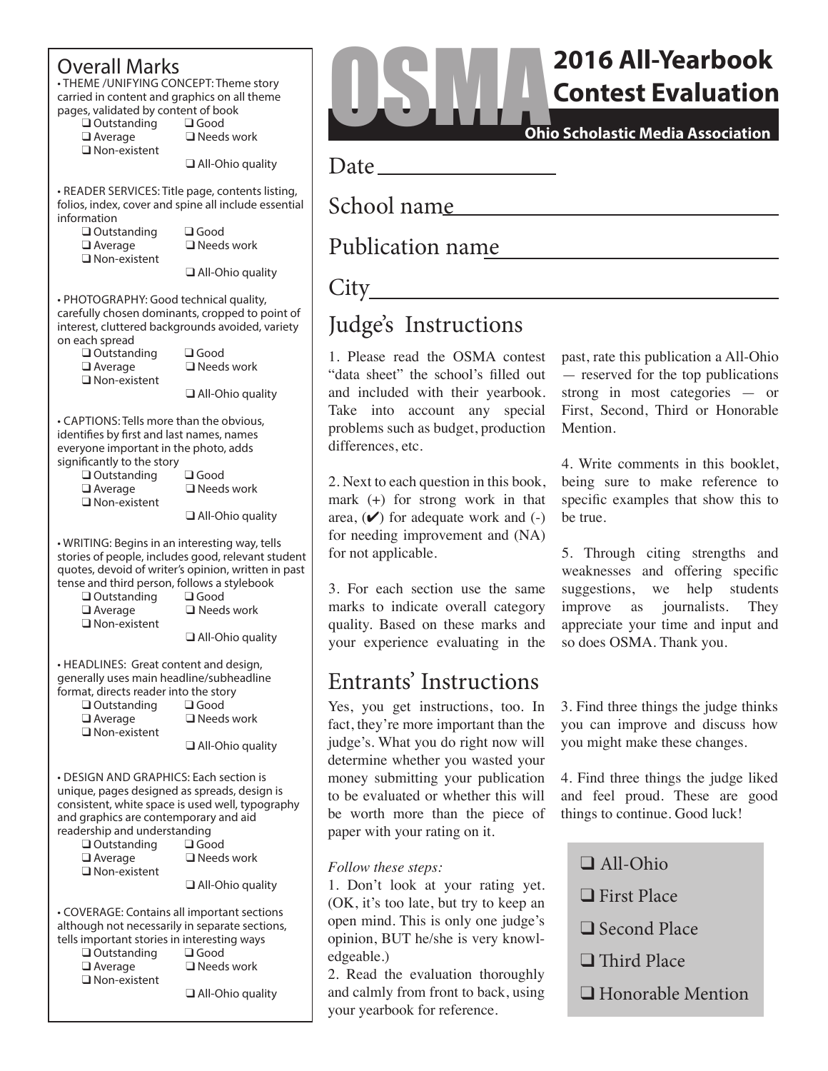# OSMA 2016 All-Yearbook Contest Evaluation

**Ohio Scholastic Media Association**

Date ________________

School name ______________________________

Publication name ______________________________

City ______________________________

## Judge's Instructions

1. Please read the OSMA contest "data sheet" the school's filled out and included with their yearbook. Take into account any special problems such as budget, production differences, etc.

2. Next to each question in this book, mark (+) for strong work in that area, (✔) for adequate work and (-) for needing improvement and (NA) for not applicable.

3. For each section use the same marks to indicate overall category quality. Based on these marks and your experience evaluating in the past, rate this publication a All-Ohio — reserved for the top publications strong in most categories — or First, Second, Third or Honorable Mention.

4. Write comments in this booklet, being sure to make reference to specific examples that show this to be true.

5. Through citing strengths and weaknesses and offering specific suggestions, we help students improve as journalists. They appreciate your time and input and so does OSMA. Thank you.

## Entrants' Instructions

Yes, you get instructions, too. In fact, they're more important than the judge's. What you do right now will determine whether you wasted your money submitting your publication to be evaluated or whether this will be worth more than the piece of paper with your rating on it.

*Follow these steps:*

1. Don't look at your rating yet. (OK, it's too late, but try to keep an open mind. This is only one judge's opinion, BUT he/she is very knowledgeable.)
2. Read the evaluation thoroughly and calmly from front to back, using your yearbook for reference.
3. Find three things the judge thinks you can improve and discuss how you might make these changes.
4. Find three things the judge liked and feel proud. These are good things to continue. Good luck!

- ❑ All-Ohio
- ❑ First Place
- ❑ Second Place
- ❑ Third Place
- ❑ Honorable Mention

## Overall Marks

• THEME /UNIFYING CONCEPT: Theme story carried in content and graphics on all theme pages, validated by content of book

❑ Outstanding ❑ Good ❑ Average ❑ Needs work ❑ Non-existent ❑ All-Ohio quality

• READER SERVICES: Title page, contents listing, folios, index, cover and spine all include essential information

❑ Outstanding ❑ Good ❑ Average ❑ Needs work ❑ Non-existent ❑ All-Ohio quality

• PHOTOGRAPHY: Good technical quality, carefully chosen dominants, cropped to point of interest, cluttered backgrounds avoided, variety on each spread

❑ Outstanding ❑ Good ❑ Average ❑ Needs work ❑ Non-existent ❑ All-Ohio quality

• CAPTIONS: Tells more than the obvious, identifies by first and last names, names everyone important in the photo, adds significantly to the story

❑ Outstanding ❑ Good ❑ Average ❑ Needs work ❑ Non-existent ❑ All-Ohio quality

• WRITING: Begins in an interesting way, tells stories of people, includes good, relevant student quotes, devoid of writer's opinion, written in past tense and third person, follows a stylebook

❑ Outstanding ❑ Good ❑ Average ❑ Needs work ❑ Non-existent ❑ All-Ohio quality

• HEADLINES: Great content and design, generally uses main headline/subheadline format, directs reader into the story

❑ Outstanding ❑ Good ❑ Average ❑ Needs work ❑ Non-existent ❑ All-Ohio quality

• DESIGN AND GRAPHICS: Each section is unique, pages designed as spreads, design is consistent, white space is used well, typography and graphics are contemporary and aid readership and understanding

❑ Outstanding ❑ Good ❑ Average ❑ Needs work ❑ Non-existent ❑ All-Ohio quality

• COVERAGE: Contains all important sections although not necessarily in separate sections, tells important stories in interesting ways

❑ Outstanding ❑ Good ❑ Average ❑ Needs work ❑ Non-existent ❑ All-Ohio quality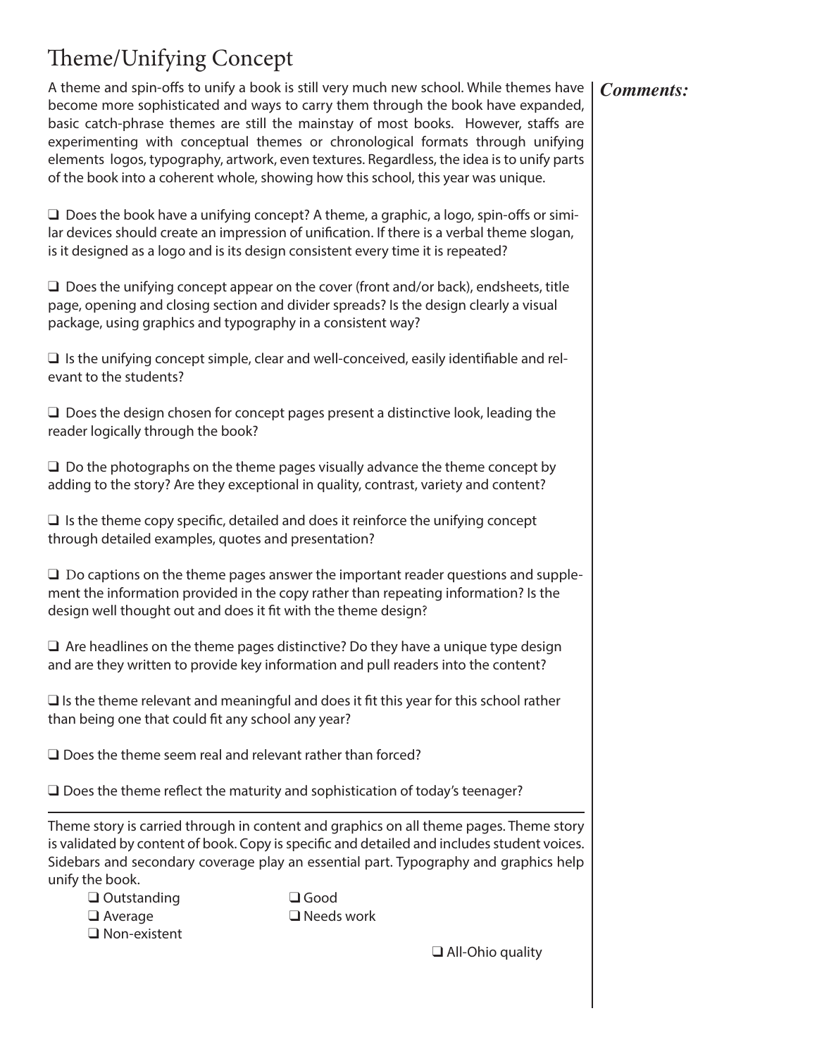# Theme/Unifying Concept

A theme and spin-offs to unify a book is still very much new school. While themes have become more sophisticated and ways to carry them through the book have expanded, basic catch-phrase themes are still the mainstay of most books. However, staffs are experimenting with conceptual themes or chronological formats through unifying elements logos, typography, artwork, even textures. Regardless, the idea is to unify parts of the book into a coherent whole, showing how this school, this year was unique.

***Comments:***

❑ Does the book have a unifying concept? A theme, a graphic, a logo, spin-offs or similar devices should create an impression of unification. If there is a verbal theme slogan, is it designed as a logo and is its design consistent every time it is repeated?

❑ Does the unifying concept appear on the cover (front and/or back), endsheets, title page, opening and closing section and divider spreads? Is the design clearly a visual package, using graphics and typography in a consistent way?

❑ Is the unifying concept simple, clear and well-conceived, easily identifiable and relevant to the students?

❑ Does the design chosen for concept pages present a distinctive look, leading the reader logically through the book?

❑ Do the photographs on the theme pages visually advance the theme concept by adding to the story? Are they exceptional in quality, contrast, variety and content?

❑ Is the theme copy specific, detailed and does it reinforce the unifying concept through detailed examples, quotes and presentation?

❑ Do captions on the theme pages answer the important reader questions and supplement the information provided in the copy rather than repeating information? Is the design well thought out and does it fit with the theme design?

❑ Are headlines on the theme pages distinctive? Do they have a unique type design and are they written to provide key information and pull readers into the content?

❑ Is the theme relevant and meaningful and does it fit this year for this school rather than being one that could fit any school any year?

❑ Does the theme seem real and relevant rather than forced?

❑ Does the theme reflect the maturity and sophistication of today's teenager?

---

Theme story is carried through in content and graphics on all theme pages. Theme story is validated by content of book. Copy is specific and detailed and includes student voices. Sidebars and secondary coverage play an essential part. Typography and graphics help unify the book.

❑ Outstanding ❑ Good
❑ Average ❑ Needs work
❑ Non-existent

❑ All-Ohio quality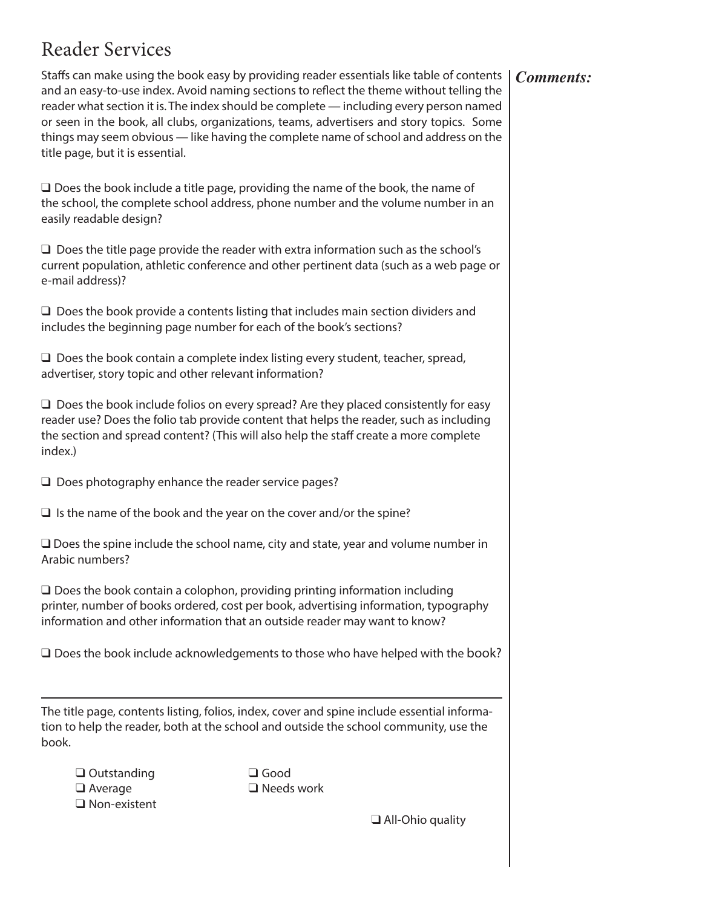# Reader Services

*Comments:*

Staffs can make using the book easy by providing reader essentials like table of contents and an easy-to-use index. Avoid naming sections to reflect the theme without telling the reader what section it is. The index should be complete — including every person named or seen in the book, all clubs, organizations, teams, advertisers and story topics. Some things may seem obvious — like having the complete name of school and address on the title page, but it is essential.

❑ Does the book include a title page, providing the name of the book, the name of the school, the complete school address, phone number and the volume number in an easily readable design?

❑ Does the title page provide the reader with extra information such as the school's current population, athletic conference and other pertinent data (such as a web page or e-mail address)?

❑ Does the book provide a contents listing that includes main section dividers and includes the beginning page number for each of the book's sections?

❑ Does the book contain a complete index listing every student, teacher, spread, advertiser, story topic and other relevant information?

❑ Does the book include folios on every spread? Are they placed consistently for easy reader use? Does the folio tab provide content that helps the reader, such as including the section and spread content? (This will also help the staff create a more complete index.)

❑ Does photography enhance the reader service pages?

❑ Is the name of the book and the year on the cover and/or the spine?

❑ Does the spine include the school name, city and state, year and volume number in Arabic numbers?

❑ Does the book contain a colophon, providing printing information including printer, number of books ordered, cost per book, advertising information, typography information and other information that an outside reader may want to know?

❑ Does the book include acknowledgements to those who have helped with the book?

---

The title page, contents listing, folios, index, cover and spine include essential information to help the reader, both at the school and outside the school community, use the book.

❑ Outstanding
❑ Good
❑ Average
❑ Needs work
❑ Non-existent

❑ All-Ohio quality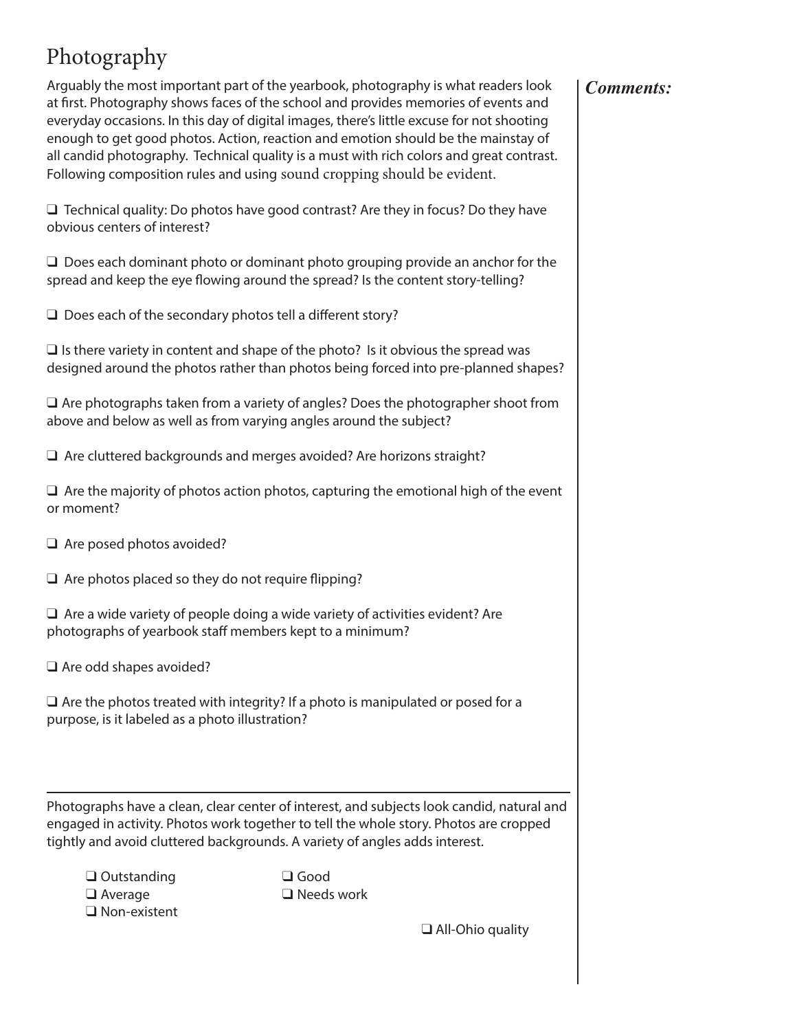# Photography

Arguably the most important part of the yearbook, photography is what readers look at first. Photography shows faces of the school and provides memories of events and everyday occasions. In this day of digital images, there's little excuse for not shooting enough to get good photos. Action, reaction and emotion should be the mainstay of all candid photography. Technical quality is a must with rich colors and great contrast. Following composition rules and using sound cropping should be evident.

❑ Technical quality: Do photos have good contrast? Are they in focus? Do they have obvious centers of interest?

❑ Does each dominant photo or dominant photo grouping provide an anchor for the spread and keep the eye flowing around the spread? Is the content story-telling?

❑ Does each of the secondary photos tell a different story?

❑ Is there variety in content and shape of the photo? Is it obvious the spread was designed around the photos rather than photos being forced into pre-planned shapes?

❑ Are photographs taken from a variety of angles? Does the photographer shoot from above and below as well as from varying angles around the subject?

❑ Are cluttered backgrounds and merges avoided? Are horizons straight?

❑ Are the majority of photos action photos, capturing the emotional high of the event or moment?

❑ Are posed photos avoided?

❑ Are photos placed so they do not require flipping?

❑ Are a wide variety of people doing a wide variety of activities evident? Are photographs of yearbook staff members kept to a minimum?

❑ Are odd shapes avoided?

❑ Are the photos treated with integrity? If a photo is manipulated or posed for a purpose, is it labeled as a photo illustration?

---

Photographs have a clean, clear center of interest, and subjects look candid, natural and engaged in activity. Photos work together to tell the whole story. Photos are cropped tightly and avoid cluttered backgrounds. A variety of angles adds interest.

❑ Outstanding
❑ Good
❑ Average
❑ Needs work
❑ Non-existent

❑ All-Ohio quality

***Comments:***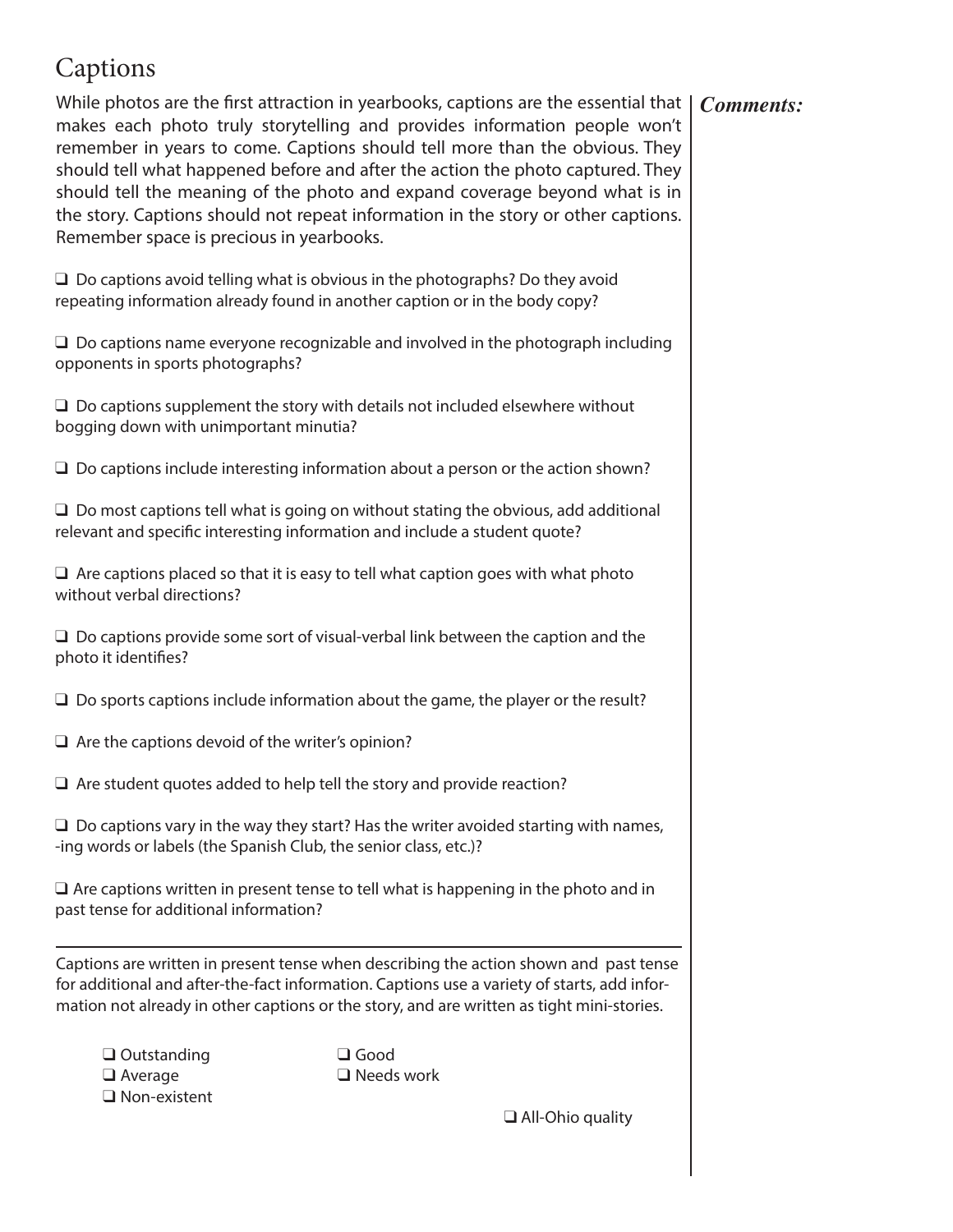# Captions

While photos are the first attraction in yearbooks, captions are the essential that makes each photo truly storytelling and provides information people won't remember in years to come. Captions should tell more than the obvious. They should tell what happened before and after the action the photo captured. They should tell the meaning of the photo and expand coverage beyond what is in the story. Captions should not repeat information in the story or other captions. Remember space is precious in yearbooks.

***Comments:***

- ❑ Do captions avoid telling what is obvious in the photographs? Do they avoid repeating information already found in another caption or in the body copy?

- ❑ Do captions name everyone recognizable and involved in the photograph including opponents in sports photographs?

- ❑ Do captions supplement the story with details not included elsewhere without bogging down with unimportant minutia?

- ❑ Do captions include interesting information about a person or the action shown?

- ❑ Do most captions tell what is going on without stating the obvious, add additional relevant and specific interesting information and include a student quote?

- ❑ Are captions placed so that it is easy to tell what caption goes with what photo without verbal directions?

- ❑ Do captions provide some sort of visual-verbal link between the caption and the photo it identifies?

- ❑ Do sports captions include information about the game, the player or the result?

- ❑ Are the captions devoid of the writer's opinion?

- ❑ Are student quotes added to help tell the story and provide reaction?

- ❑ Do captions vary in the way they start? Has the writer avoided starting with names, -ing words or labels (the Spanish Club, the senior class, etc.)?

- ❑ Are captions written in present tense to tell what is happening in the photo and in past tense for additional information?

---

Captions are written in present tense when describing the action shown and past tense for additional and after-the-fact information. Captions use a variety of starts, add information not already in other captions or the story, and are written as tight mini-stories.

- ❑ Outstanding
- ❑ Good
- ❑ Average
- ❑ Needs work
- ❑ Non-existent

❑ All-Ohio quality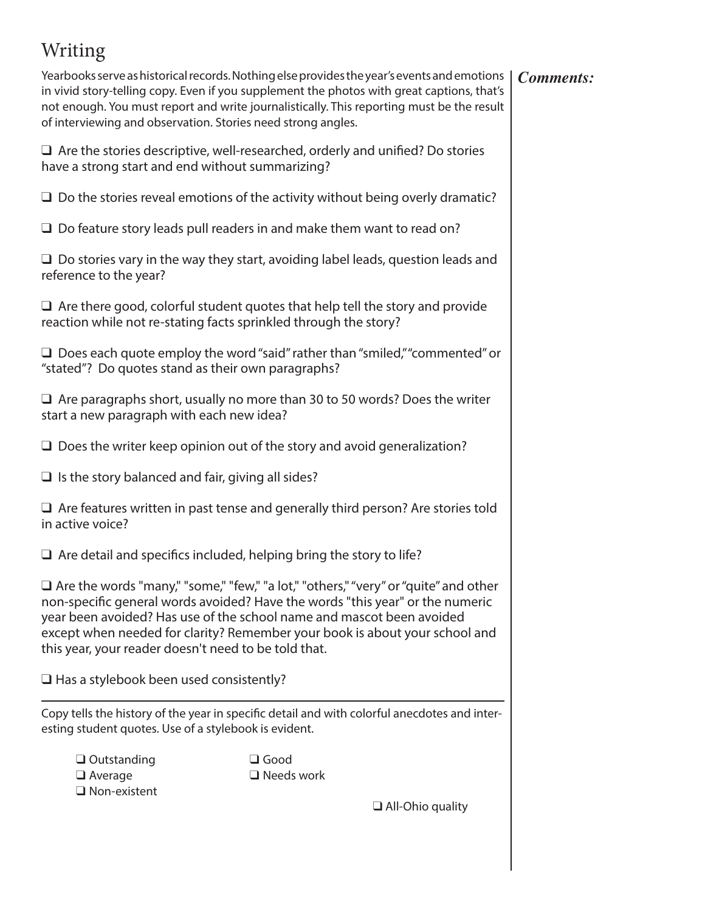# Writing

Yearbooks serve as historical records. Nothing else provides the year's events and emotions in vivid story-telling copy. Even if you supplement the photos with great captions, that's not enough. You must report and write journalistically. This reporting must be the result of interviewing and observation. Stories need strong angles.

***Comments:***

❑ Are the stories descriptive, well-researched, orderly and unified? Do stories have a strong start and end without summarizing?

❑ Do the stories reveal emotions of the activity without being overly dramatic?

❑ Do feature story leads pull readers in and make them want to read on?

❑ Do stories vary in the way they start, avoiding label leads, question leads and reference to the year?

❑ Are there good, colorful student quotes that help tell the story and provide reaction while not re-stating facts sprinkled through the story?

❑ Does each quote employ the word "said" rather than "smiled," "commented" or "stated"? Do quotes stand as their own paragraphs?

❑ Are paragraphs short, usually no more than 30 to 50 words? Does the writer start a new paragraph with each new idea?

❑ Does the writer keep opinion out of the story and avoid generalization?

❑ Is the story balanced and fair, giving all sides?

❑ Are features written in past tense and generally third person? Are stories told in active voice?

❑ Are detail and specifics included, helping bring the story to life?

❑ Are the words "many," "some," "few," "a lot," "others," "very" or "quite" and other non-specific general words avoided? Have the words "this year" or the numeric year been avoided? Has use of the school name and mascot been avoided except when needed for clarity? Remember your book is about your school and this year, your reader doesn't need to be told that.

❑ Has a stylebook been used consistently?

---

Copy tells the history of the year in specific detail and with colorful anecdotes and interesting student quotes. Use of a stylebook is evident.

❑ Outstanding
❑ Good
❑ Average
❑ Needs work
❑ Non-existent

❑ All-Ohio quality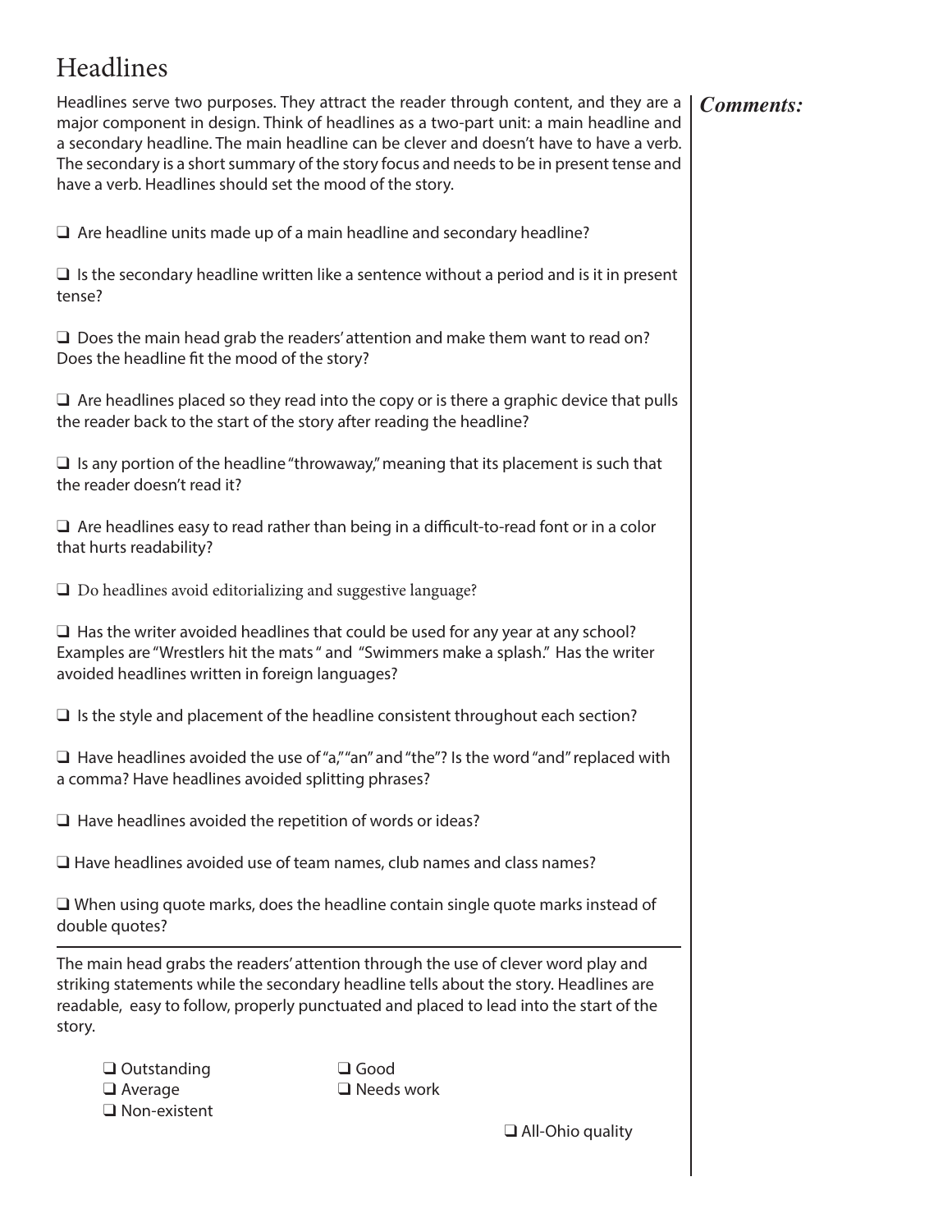# Headlines

Headlines serve two purposes. They attract the reader through content, and they are a major component in design. Think of headlines as a two-part unit: a main headline and a secondary headline. The main headline can be clever and doesn't have to have a verb. The secondary is a short summary of the story focus and needs to be in present tense and have a verb. Headlines should set the mood of the story.

***Comments:***

❑ Are headline units made up of a main headline and secondary headline?

❑ Is the secondary headline written like a sentence without a period and is it in present tense?

❑ Does the main head grab the readers' attention and make them want to read on? Does the headline fit the mood of the story?

❑ Are headlines placed so they read into the copy or is there a graphic device that pulls the reader back to the start of the story after reading the headline?

❑ Is any portion of the headline "throwaway," meaning that its placement is such that the reader doesn't read it?

❑ Are headlines easy to read rather than being in a difficult-to-read font or in a color that hurts readability?

❑ Do headlines avoid editorializing and suggestive language?

❑ Has the writer avoided headlines that could be used for any year at any school? Examples are "Wrestlers hit the mats " and "Swimmers make a splash." Has the writer avoided headlines written in foreign languages?

❑ Is the style and placement of the headline consistent throughout each section?

❑ Have headlines avoided the use of "a," "an" and "the"? Is the word "and" replaced with a comma? Have headlines avoided splitting phrases?

❑ Have headlines avoided the repetition of words or ideas?

❑ Have headlines avoided use of team names, club names and class names?

❑ When using quote marks, does the headline contain single quote marks instead of double quotes?

---

The main head grabs the readers' attention through the use of clever word play and striking statements while the secondary headline tells about the story. Headlines are readable, easy to follow, properly punctuated and placed to lead into the start of the story.

❑ Outstanding
❑ Good
❑ Average
❑ Needs work
❑ Non-existent

❑ All-Ohio quality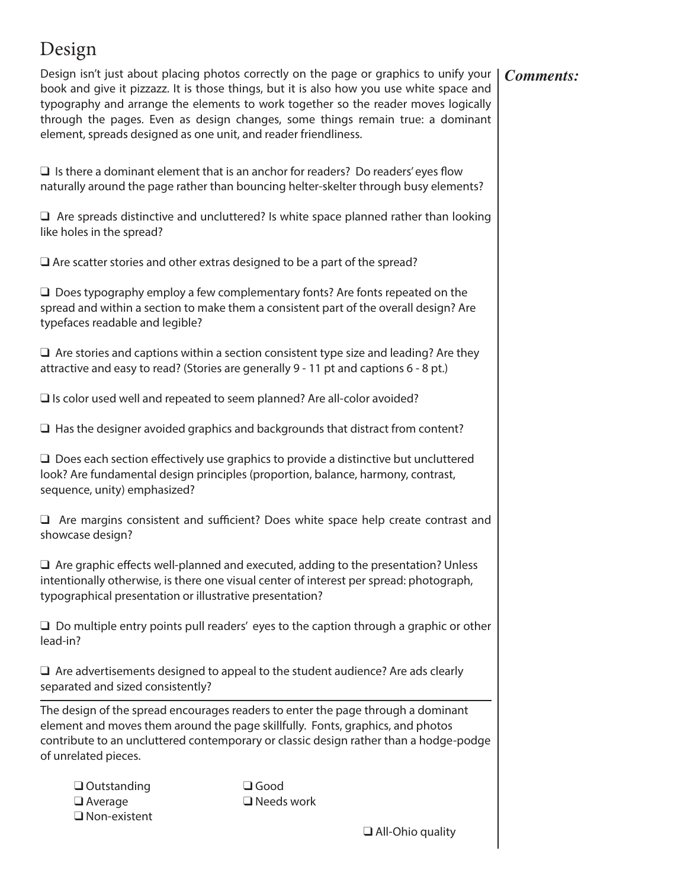# Design

Design isn't just about placing photos correctly on the page or graphics to unify your book and give it pizzazz. It is those things, but it is also how you use white space and typography and arrange the elements to work together so the reader moves logically through the pages. Even as design changes, some things remain true: a dominant element, spreads designed as one unit, and reader friendliness.

***Comments:***

- ❑ Is there a dominant element that is an anchor for readers? Do readers' eyes flow naturally around the page rather than bouncing helter-skelter through busy elements?
- ❑ Are spreads distinctive and uncluttered? Is white space planned rather than looking like holes in the spread?
- ❑ Are scatter stories and other extras designed to be a part of the spread?
- ❑ Does typography employ a few complementary fonts? Are fonts repeated on the spread and within a section to make them a consistent part of the overall design? Are typefaces readable and legible?
- ❑ Are stories and captions within a section consistent type size and leading? Are they attractive and easy to read? (Stories are generally 9 - 11 pt and captions 6 - 8 pt.)
- ❑ Is color used well and repeated to seem planned? Are all-color avoided?
- ❑ Has the designer avoided graphics and backgrounds that distract from content?
- ❑ Does each section effectively use graphics to provide a distinctive but uncluttered look? Are fundamental design principles (proportion, balance, harmony, contrast, sequence, unity) emphasized?
- ❑ Are margins consistent and sufficient? Does white space help create contrast and showcase design?
- ❑ Are graphic effects well-planned and executed, adding to the presentation? Unless intentionally otherwise, is there one visual center of interest per spread: photograph, typographical presentation or illustrative presentation?
- ❑ Do multiple entry points pull readers' eyes to the caption through a graphic or other lead-in?
- ❑ Are advertisements designed to appeal to the student audience? Are ads clearly separated and sized consistently?

---

The design of the spread encourages readers to enter the page through a dominant element and moves them around the page skillfully. Fonts, graphics, and photos contribute to an uncluttered contemporary or classic design rather than a hodge-podge of unrelated pieces.

- ❑ Outstanding
- ❑ Good
- ❑ Average
- ❑ Needs work
- ❑ Non-existent

❑ All-Ohio quality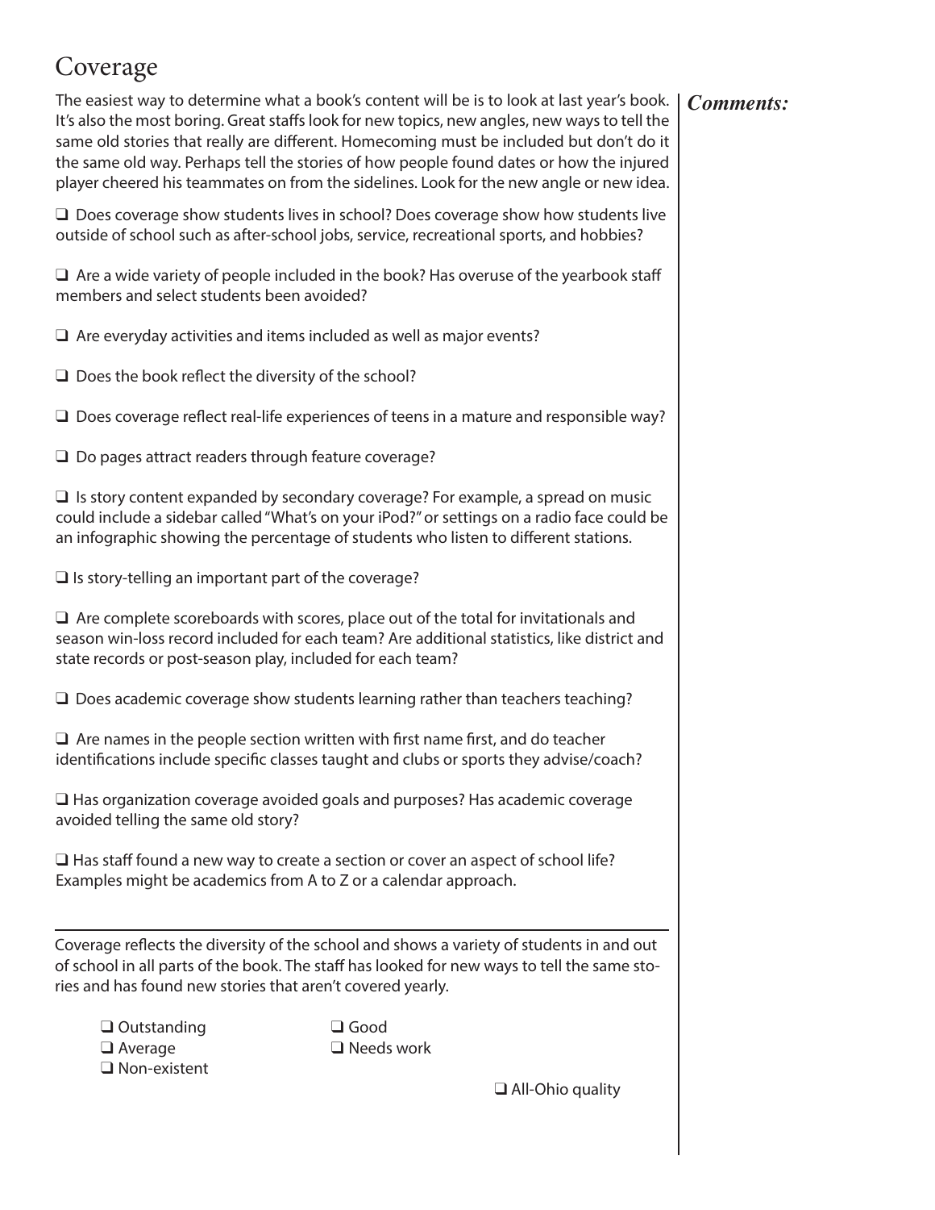# Coverage

The easiest way to determine what a book's content will be is to look at last year's book. It's also the most boring. Great staffs look for new topics, new angles, new ways to tell the same old stories that really are different. Homecoming must be included but don't do it the same old way. Perhaps tell the stories of how people found dates or how the injured player cheered his teammates on from the sidelines. Look for the new angle or new idea.

***Comments:***

- ❑ Does coverage show students lives in school? Does coverage show how students live outside of school such as after-school jobs, service, recreational sports, and hobbies?

- ❑ Are a wide variety of people included in the book? Has overuse of the yearbook staff members and select students been avoided?

- ❑ Are everyday activities and items included as well as major events?

- ❑ Does the book reflect the diversity of the school?

- ❑ Does coverage reflect real-life experiences of teens in a mature and responsible way?

- ❑ Do pages attract readers through feature coverage?

- ❑ Is story content expanded by secondary coverage? For example, a spread on music could include a sidebar called "What's on your iPod?" or settings on a radio face could be an infographic showing the percentage of students who listen to different stations.

- ❑ Is story-telling an important part of the coverage?

- ❑ Are complete scoreboards with scores, place out of the total for invitationals and season win-loss record included for each team? Are additional statistics, like district and state records or post-season play, included for each team?

- ❑ Does academic coverage show students learning rather than teachers teaching?

- ❑ Are names in the people section written with first name first, and do teacher identifications include specific classes taught and clubs or sports they advise/coach?

- ❑ Has organization coverage avoided goals and purposes? Has academic coverage avoided telling the same old story?

- ❑ Has staff found a new way to create a section or cover an aspect of school life? Examples might be academics from A to Z or a calendar approach.

---

Coverage reflects the diversity of the school and shows a variety of students in and out of school in all parts of the book. The staff has looked for new ways to tell the same stories and has found new stories that aren't covered yearly.

- ❑ Outstanding
- ❑ Good
- ❑ Average
- ❑ Needs work
- ❑ Non-existent

❑ All-Ohio quality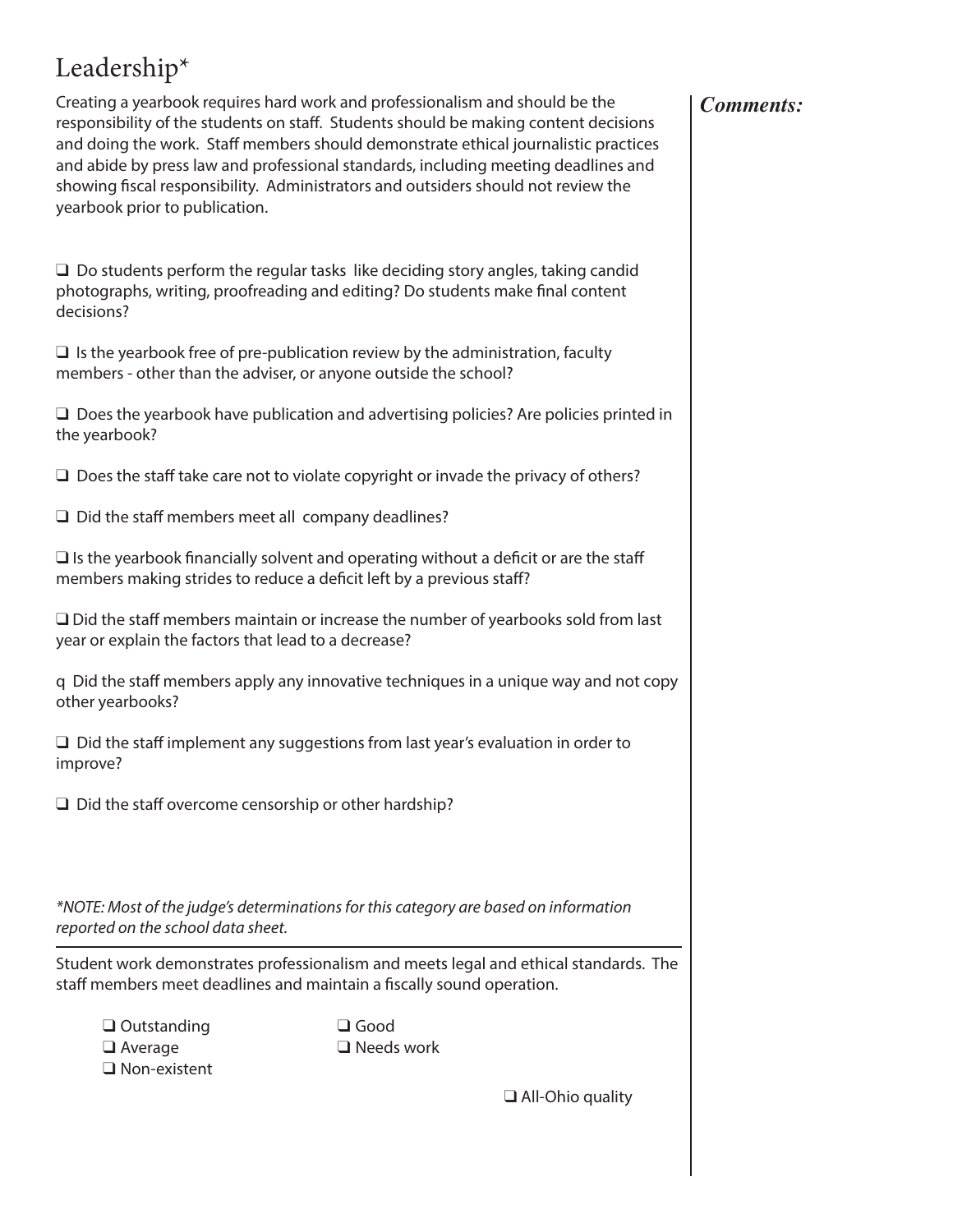# Leadership*

Creating a yearbook requires hard work and professionalism and should be the responsibility of the students on staff. Students should be making content decisions and doing the work. Staff members should demonstrate ethical journalistic practices and abide by press law and professional standards, including meeting deadlines and showing fiscal responsibility. Administrators and outsiders should not review the yearbook prior to publication.

***Comments:***

❑ Do students perform the regular tasks like deciding story angles, taking candid photographs, writing, proofreading and editing? Do students make final content decisions?

❑ Is the yearbook free of pre-publication review by the administration, faculty members - other than the adviser, or anyone outside the school?

❑ Does the yearbook have publication and advertising policies? Are policies printed in the yearbook?

❑ Does the staff take care not to violate copyright or invade the privacy of others?

❑ Did the staff members meet all company deadlines?

❑ Is the yearbook financially solvent and operating without a deficit or are the staff members making strides to reduce a deficit left by a previous staff?

❑ Did the staff members maintain or increase the number of yearbooks sold from last year or explain the factors that lead to a decrease?

q Did the staff members apply any innovative techniques in a unique way and not copy other yearbooks?

❑ Did the staff implement any suggestions from last year's evaluation in order to improve?

❑ Did the staff overcome censorship or other hardship?

*\*NOTE: Most of the judge's determinations for this category are based on information reported on the school data sheet.*

---

Student work demonstrates professionalism and meets legal and ethical standards. The staff members meet deadlines and maintain a fiscally sound operation.

❑ Outstanding
❑ Good
❑ Average
❑ Needs work
❑ Non-existent

❑ All-Ohio quality